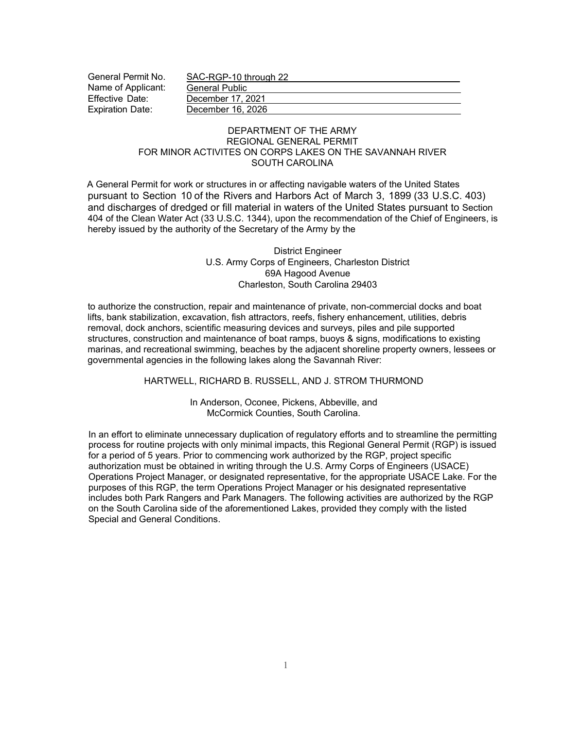| | |
|---|---|
| General Permit No. | SAC-RGP-10 through 22 |
| Name of Applicant: | General Public |
| Effective Date: | December 17, 2021 |
| Expiration Date: | December 16, 2026 |

# DEPARTMENT OF THE ARMY
# REGIONAL GENERAL PERMIT
# FOR MINOR ACTIVITES ON CORPS LAKES ON THE SAVANNAH RIVER
# SOUTH CAROLINA

A General Permit for work or structures in or affecting navigable waters of the United States pursuant to Section 10 of the Rivers and Harbors Act of March 3, 1899 (33 U.S.C. 403) and discharges of dredged or fill material in waters of the United States pursuant to Section 404 of the Clean Water Act (33 U.S.C. 1344), upon the recommendation of the Chief of Engineers, is hereby issued by the authority of the Secretary of the Army by the

District Engineer
U.S. Army Corps of Engineers, Charleston District
69A Hagood Avenue
Charleston, South Carolina 29403

to authorize the construction, repair and maintenance of private, non-commercial docks and boat lifts, bank stabilization, excavation, fish attractors, reefs, fishery enhancement, utilities, debris removal, dock anchors, scientific measuring devices and surveys, piles and pile supported structures, construction and maintenance of boat ramps, buoys & signs, modifications to existing marinas, and recreational swimming, beaches by the adjacent shoreline property owners, lessees or governmental agencies in the following lakes along the Savannah River:

HARTWELL, RICHARD B. RUSSELL, AND J. STROM THURMOND

In Anderson, Oconee, Pickens, Abbeville, and McCormick Counties, South Carolina.

In an effort to eliminate unnecessary duplication of regulatory efforts and to streamline the permitting process for routine projects with only minimal impacts, this Regional General Permit (RGP) is issued for a period of 5 years. Prior to commencing work authorized by the RGP, project specific authorization must be obtained in writing through the U.S. Army Corps of Engineers (USACE) Operations Project Manager, or designated representative, for the appropriate USACE Lake. For the purposes of this RGP, the term Operations Project Manager or his designated representative includes both Park Rangers and Park Managers. The following activities are authorized by the RGP on the South Carolina side of the aforementioned Lakes, provided they comply with the listed Special and General Conditions.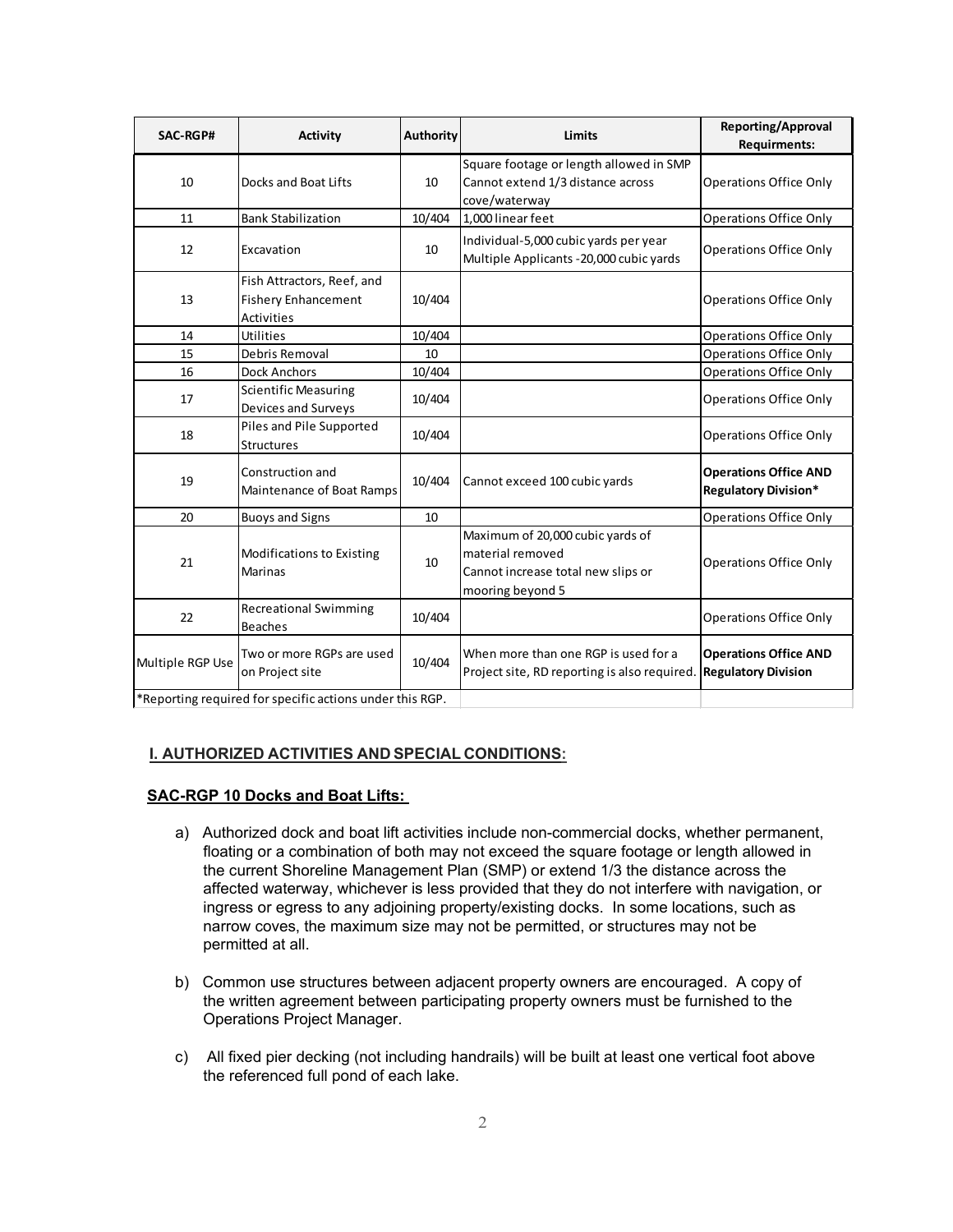| SAC-RGP# | Activity | Authority | Limits | Reporting/Approval Requirments: |
|---|---|---|---|---|
| 10 | Docks and Boat Lifts | 10 | Square footage or length allowed in SMP Cannot extend 1/3 distance across cove/waterway | Operations Office Only |
| 11 | Bank Stabilization | 10/404 | 1,000 linear feet | Operations Office Only |
| 12 | Excavation | 10 | Individual-5,000 cubic yards per year Multiple Applicants -20,000 cubic yards | Operations Office Only |
| 13 | Fish Attractors, Reef, and Fishery Enhancement Activities | 10/404 | | Operations Office Only |
| 14 | Utilities | 10/404 | | Operations Office Only |
| 15 | Debris Removal | 10 | | Operations Office Only |
| 16 | Dock Anchors | 10/404 | | Operations Office Only |
| 17 | Scientific Measuring Devices and Surveys | 10/404 | | Operations Office Only |
| 18 | Piles and Pile Supported Structures | 10/404 | | Operations Office Only |
| 19 | Construction and Maintenance of Boat Ramps | 10/404 | Cannot exceed 100 cubic yards | **Operations Office AND Regulatory Division*** |
| 20 | Buoys and Signs | 10 | | Operations Office Only |
| 21 | Modifications to Existing Marinas | 10 | Maximum of 20,000 cubic yards of material removed Cannot increase total new slips or mooring beyond 5 | Operations Office Only |
| 22 | Recreational Swimming Beaches | 10/404 | | Operations Office Only |
| Multiple RGP Use | Two or more RGPs are used on Project site | 10/404 | When more than one RGP is used for a Project site, RD reporting is also required. | **Operations Office AND Regulatory Division** |

*Reporting required for specific actions under this RGP.

## I. AUTHORIZED ACTIVITIES AND SPECIAL CONDITIONS:

### SAC-RGP 10 Docks and Boat Lifts:

a) Authorized dock and boat lift activities include non-commercial docks, whether permanent, floating or a combination of both may not exceed the square footage or length allowed in the current Shoreline Management Plan (SMP) or extend 1/3 the distance across the affected waterway, whichever is less provided that they do not interfere with navigation, or ingress or egress to any adjoining property/existing docks. In some locations, such as narrow coves, the maximum size may not be permitted, or structures may not be permitted at all.

b) Common use structures between adjacent property owners are encouraged. A copy of the written agreement between participating property owners must be furnished to the Operations Project Manager.

c) All fixed pier decking (not including handrails) will be built at least one vertical foot above the referenced full pond of each lake.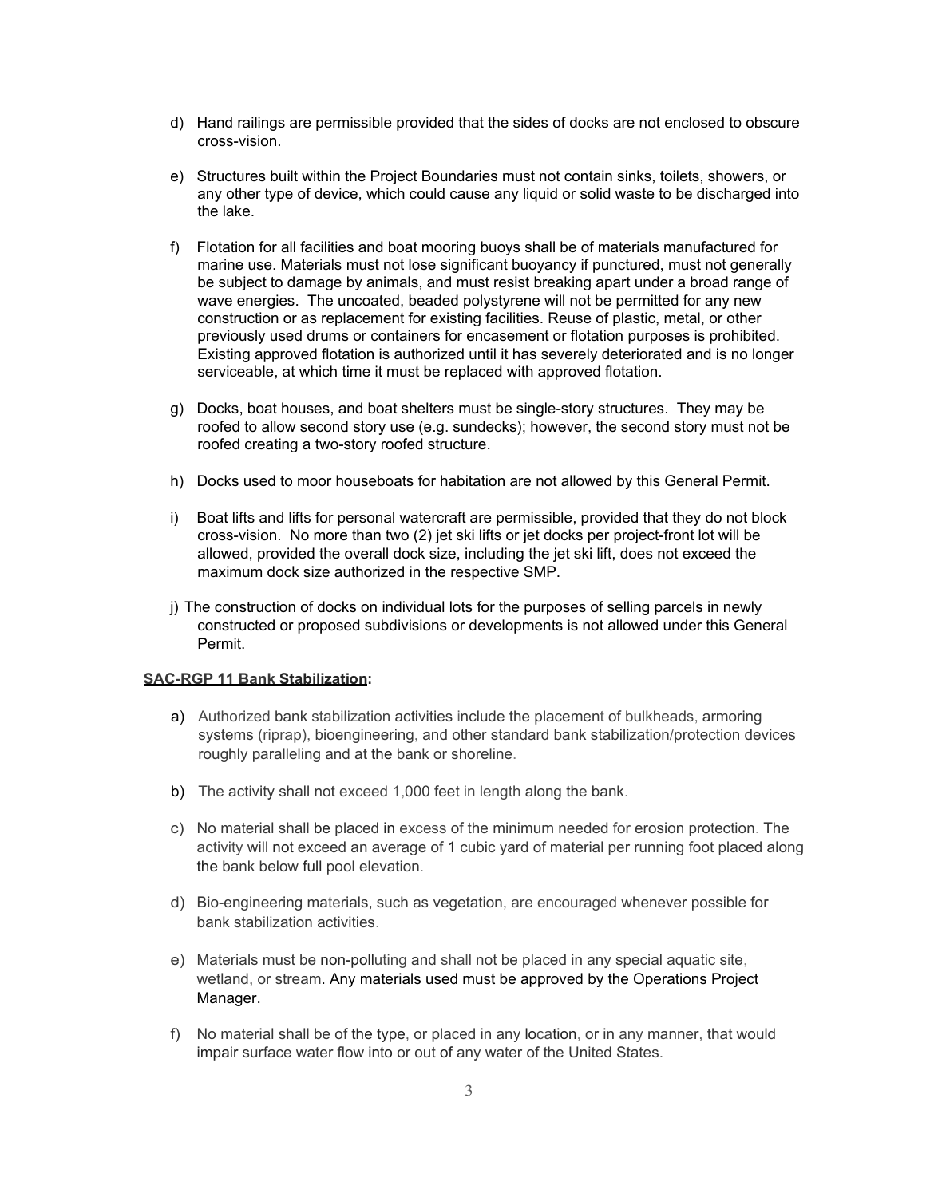d) Hand railings are permissible provided that the sides of docks are not enclosed to obscure cross-vision.

e) Structures built within the Project Boundaries must not contain sinks, toilets, showers, or any other type of device, which could cause any liquid or solid waste to be discharged into the lake.

f) Flotation for all facilities and boat mooring buoys shall be of materials manufactured for marine use. Materials must not lose significant buoyancy if punctured, must not generally be subject to damage by animals, and must resist breaking apart under a broad range of wave energies. The uncoated, beaded polystyrene will not be permitted for any new construction or as replacement for existing facilities. Reuse of plastic, metal, or other previously used drums or containers for encasement or flotation purposes is prohibited. Existing approved flotation is authorized until it has severely deteriorated and is no longer serviceable, at which time it must be replaced with approved flotation.

g) Docks, boat houses, and boat shelters must be single-story structures. They may be roofed to allow second story use (e.g. sundecks); however, the second story must not be roofed creating a two-story roofed structure.

h) Docks used to moor houseboats for habitation are not allowed by this General Permit.

i) Boat lifts and lifts for personal watercraft are permissible, provided that they do not block cross-vision. No more than two (2) jet ski lifts or jet docks per project-front lot will be allowed, provided the overall dock size, including the jet ski lift, does not exceed the maximum dock size authorized in the respective SMP.

j) The construction of docks on individual lots for the purposes of selling parcels in newly constructed or proposed subdivisions or developments is not allowed under this General Permit.

**SAC-RGP 11 Bank Stabilization:**

a) Authorized bank stabilization activities include the placement of bulkheads, armoring systems (riprap), bioengineering, and other standard bank stabilization/protection devices roughly paralleling and at the bank or shoreline.

b) The activity shall not exceed 1,000 feet in length along the bank.

c) No material shall be placed in excess of the minimum needed for erosion protection. The activity will not exceed an average of 1 cubic yard of material per running foot placed along the bank below full pool elevation.

d) Bio-engineering materials, such as vegetation, are encouraged whenever possible for bank stabilization activities.

e) Materials must be non-polluting and shall not be placed in any special aquatic site, wetland, or stream. Any materials used must be approved by the Operations Project Manager.

f) No material shall be of the type, or placed in any location, or in any manner, that would impair surface water flow into or out of any water of the United States.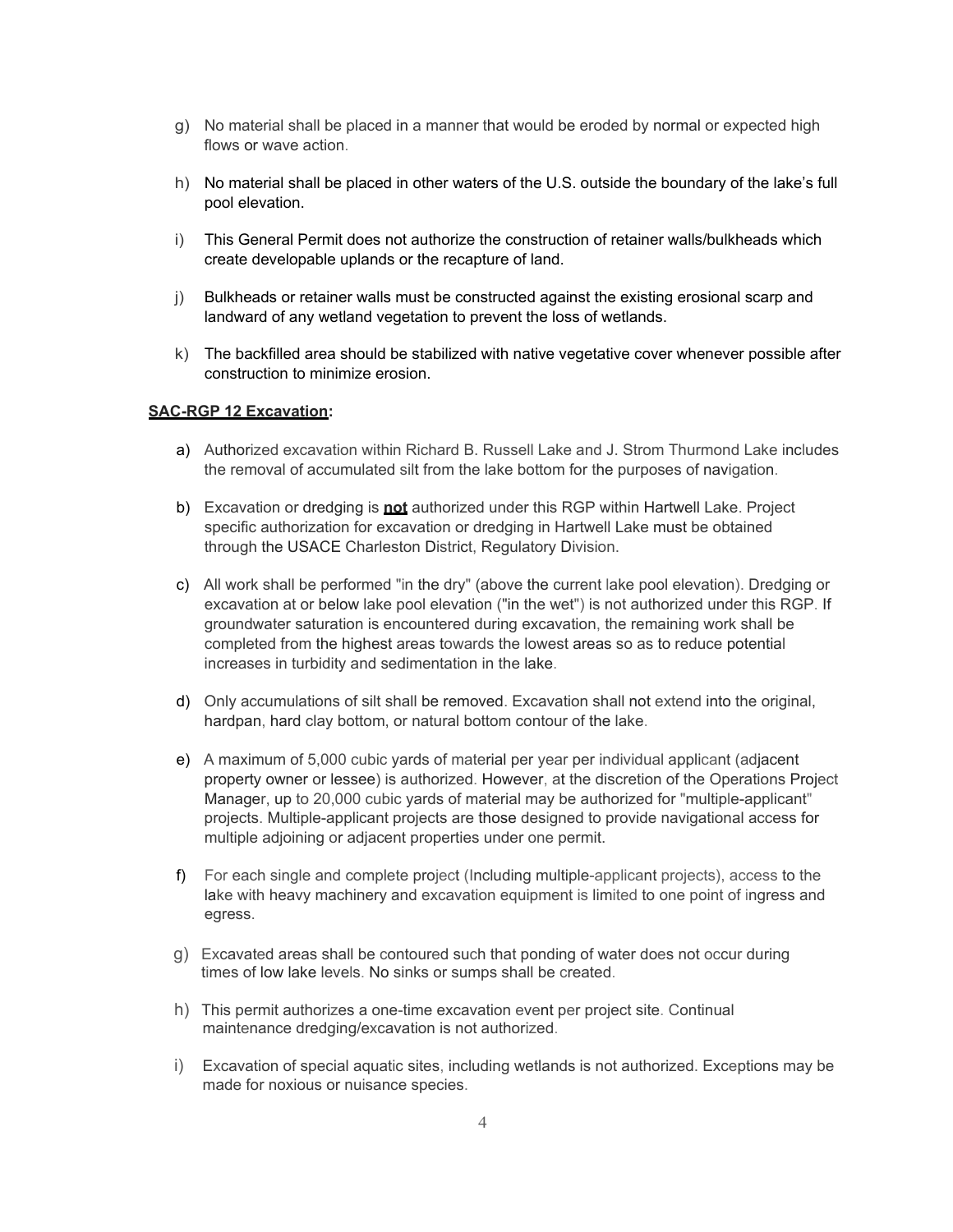g) No material shall be placed in a manner that would be eroded by normal or expected high flows or wave action.

h) No material shall be placed in other waters of the U.S. outside the boundary of the lake's full pool elevation.

i) This General Permit does not authorize the construction of retainer walls/bulkheads which create developable uplands or the recapture of land.

j) Bulkheads or retainer walls must be constructed against the existing erosional scarp and landward of any wetland vegetation to prevent the loss of wetlands.

k) The backfilled area should be stabilized with native vegetative cover whenever possible after construction to minimize erosion.

**SAC-RGP 12 Excavation:**

a) Authorized excavation within Richard B. Russell Lake and J. Strom Thurmond Lake includes the removal of accumulated silt from the lake bottom for the purposes of navigation.

b) Excavation or dredging is **not** authorized under this RGP within Hartwell Lake. Project specific authorization for excavation or dredging in Hartwell Lake must be obtained through the USACE Charleston District, Regulatory Division.

c) All work shall be performed "in the dry" (above the current lake pool elevation). Dredging or excavation at or below lake pool elevation ("in the wet") is not authorized under this RGP. If groundwater saturation is encountered during excavation, the remaining work shall be completed from the highest areas towards the lowest areas so as to reduce potential increases in turbidity and sedimentation in the lake.

d) Only accumulations of silt shall be removed. Excavation shall not extend into the original, hardpan, hard clay bottom, or natural bottom contour of the lake.

e) A maximum of 5,000 cubic yards of material per year per individual applicant (adjacent property owner or lessee) is authorized. However, at the discretion of the Operations Project Manager, up to 20,000 cubic yards of material may be authorized for "multiple-applicant" projects. Multiple-applicant projects are those designed to provide navigational access for multiple adjoining or adjacent properties under one permit.

f) For each single and complete project (Including multiple-applicant projects), access to the lake with heavy machinery and excavation equipment is limited to one point of ingress and egress.

g) Excavated areas shall be contoured such that ponding of water does not occur during times of low lake levels. No sinks or sumps shall be created.

h) This permit authorizes a one-time excavation event per project site. Continual maintenance dredging/excavation is not authorized.

i) Excavation of special aquatic sites, including wetlands is not authorized. Exceptions may be made for noxious or nuisance species.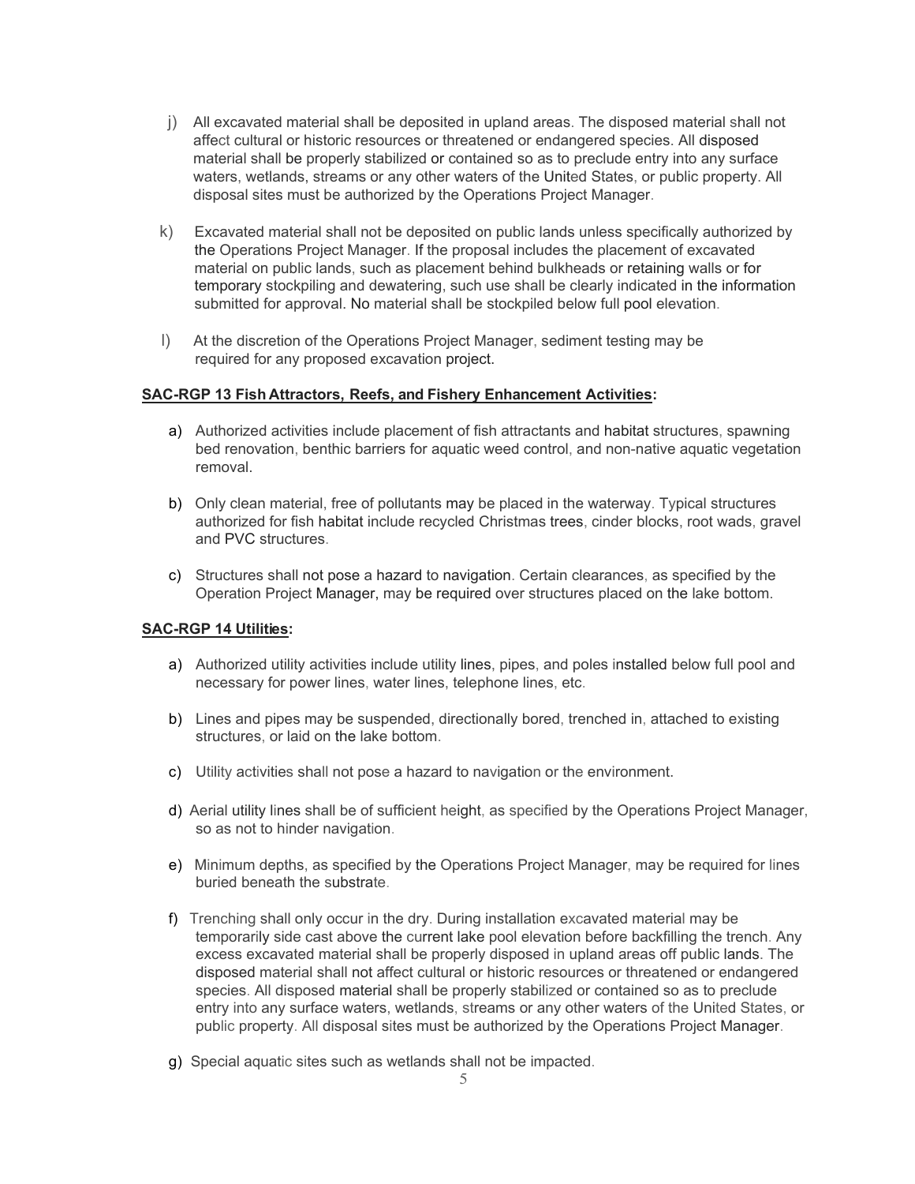j) All excavated material shall be deposited in upland areas. The disposed material shall not affect cultural or historic resources or threatened or endangered species. All disposed material shall be properly stabilized or contained so as to preclude entry into any surface waters, wetlands, streams or any other waters of the United States, or public property. All disposal sites must be authorized by the Operations Project Manager.

k) Excavated material shall not be deposited on public lands unless specifically authorized by the Operations Project Manager. If the proposal includes the placement of excavated material on public lands, such as placement behind bulkheads or retaining walls or for temporary stockpiling and dewatering, such use shall be clearly indicated in the information submitted for approval. No material shall be stockpiled below full pool elevation.

l) At the discretion of the Operations Project Manager, sediment testing may be required for any proposed excavation project.

**SAC-RGP 13 Fish Attractors, Reefs, and Fishery Enhancement Activities:**

a) Authorized activities include placement of fish attractants and habitat structures, spawning bed renovation, benthic barriers for aquatic weed control, and non-native aquatic vegetation removal.

b) Only clean material, free of pollutants may be placed in the waterway. Typical structures authorized for fish habitat include recycled Christmas trees, cinder blocks, root wads, gravel and PVC structures.

c) Structures shall not pose a hazard to navigation. Certain clearances, as specified by the Operation Project Manager, may be required over structures placed on the lake bottom.

**SAC-RGP 14 Utilities:**

a) Authorized utility activities include utility lines, pipes, and poles installed below full pool and necessary for power lines, water lines, telephone lines, etc.

b) Lines and pipes may be suspended, directionally bored, trenched in, attached to existing structures, or laid on the lake bottom.

c) Utility activities shall not pose a hazard to navigation or the environment.

d) Aerial utility lines shall be of sufficient height, as specified by the Operations Project Manager, so as not to hinder navigation.

e) Minimum depths, as specified by the Operations Project Manager, may be required for lines buried beneath the substrate.

f) Trenching shall only occur in the dry. During installation excavated material may be temporarily side cast above the current lake pool elevation before backfilling the trench. Any excess excavated material shall be properly disposed in upland areas off public lands. The disposed material shall not affect cultural or historic resources or threatened or endangered species. All disposed material shall be properly stabilized or contained so as to preclude entry into any surface waters, wetlands, streams or any other waters of the United States, or public property. All disposal sites must be authorized by the Operations Project Manager.

g) Special aquatic sites such as wetlands shall not be impacted.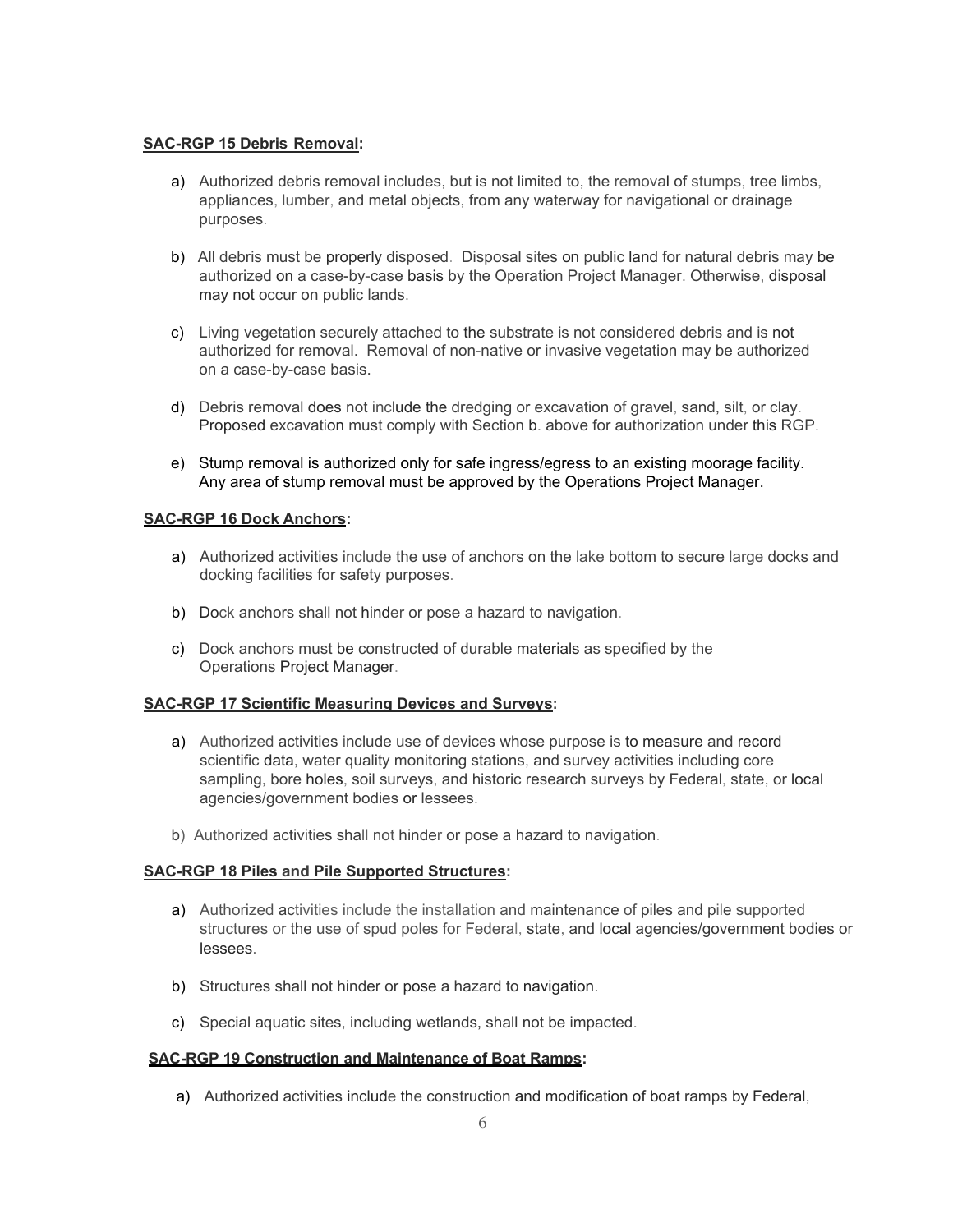**SAC-RGP 15 Debris Removal:**

a) Authorized debris removal includes, but is not limited to, the removal of stumps, tree limbs, appliances, lumber, and metal objects, from any waterway for navigational or drainage purposes.

b) All debris must be properly disposed. Disposal sites on public land for natural debris may be authorized on a case-by-case basis by the Operation Project Manager. Otherwise, disposal may not occur on public lands.

c) Living vegetation securely attached to the substrate is not considered debris and is not authorized for removal. Removal of non-native or invasive vegetation may be authorized on a case-by-case basis.

d) Debris removal does not include the dredging or excavation of gravel, sand, silt, or clay. Proposed excavation must comply with Section b. above for authorization under this RGP.

e) Stump removal is authorized only for safe ingress/egress to an existing moorage facility. Any area of stump removal must be approved by the Operations Project Manager.

**SAC-RGP 16 Dock Anchors:**

a) Authorized activities include the use of anchors on the lake bottom to secure large docks and docking facilities for safety purposes.

b) Dock anchors shall not hinder or pose a hazard to navigation.

c) Dock anchors must be constructed of durable materials as specified by the Operations Project Manager.

**SAC-RGP 17 Scientific Measuring Devices and Surveys:**

a) Authorized activities include use of devices whose purpose is to measure and record scientific data, water quality monitoring stations, and survey activities including core sampling, bore holes, soil surveys, and historic research surveys by Federal, state, or local agencies/government bodies or lessees.

b) Authorized activities shall not hinder or pose a hazard to navigation.

**SAC-RGP 18 Piles and Pile Supported Structures:**

a) Authorized activities include the installation and maintenance of piles and pile supported structures or the use of spud poles for Federal, state, and local agencies/government bodies or lessees.

b) Structures shall not hinder or pose a hazard to navigation.

c) Special aquatic sites, including wetlands, shall not be impacted.

**SAC-RGP 19 Construction and Maintenance of Boat Ramps:**

a) Authorized activities include the construction and modification of boat ramps by Federal,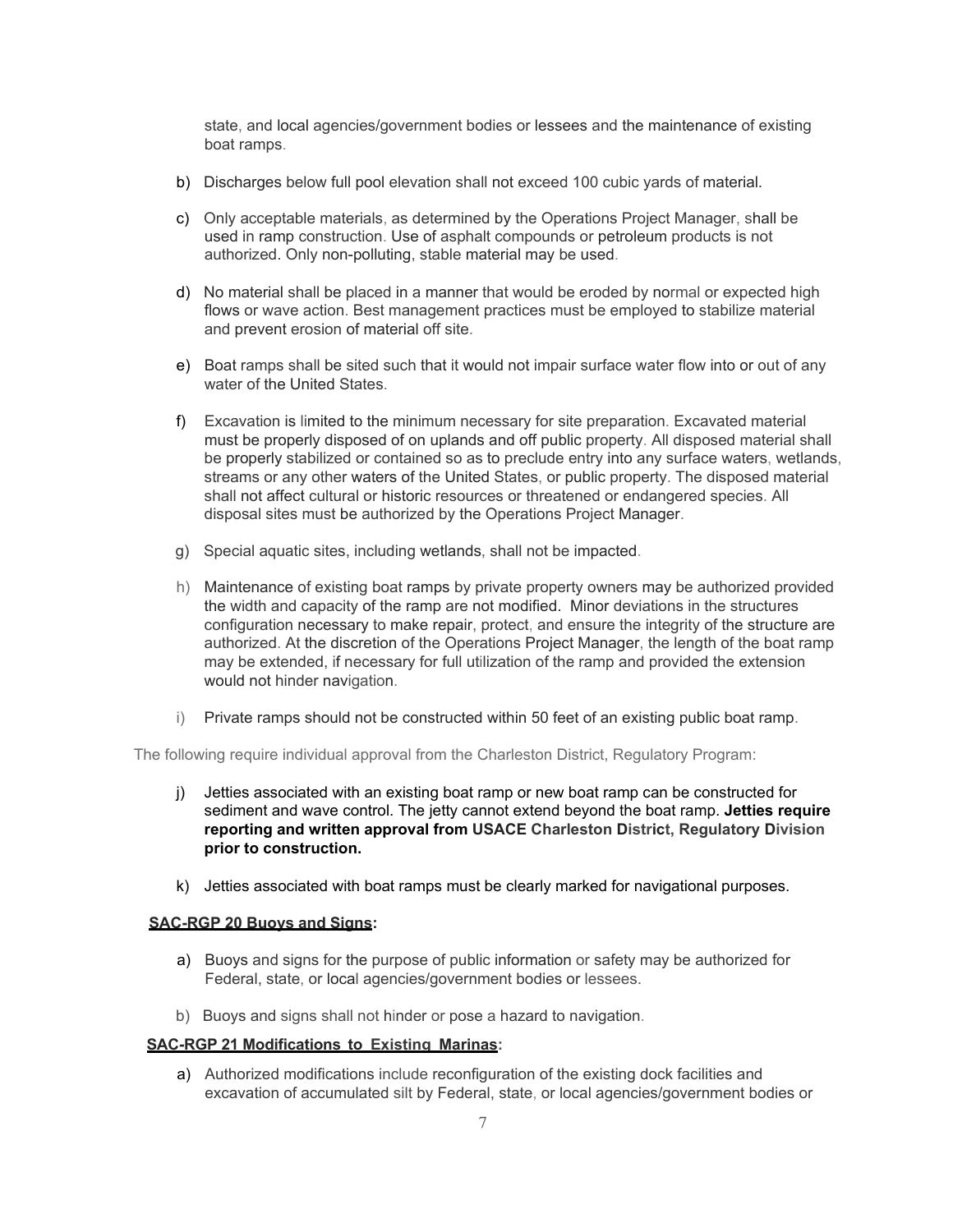state, and local agencies/government bodies or lessees and the maintenance of existing boat ramps.

b) Discharges below full pool elevation shall not exceed 100 cubic yards of material.

c) Only acceptable materials, as determined by the Operations Project Manager, shall be used in ramp construction. Use of asphalt compounds or petroleum products is not authorized. Only non-polluting, stable material may be used.

d) No material shall be placed in a manner that would be eroded by normal or expected high flows or wave action. Best management practices must be employed to stabilize material and prevent erosion of material off site.

e) Boat ramps shall be sited such that it would not impair surface water flow into or out of any water of the United States.

f) Excavation is limited to the minimum necessary for site preparation. Excavated material must be properly disposed of on uplands and off public property. All disposed material shall be properly stabilized or contained so as to preclude entry into any surface waters, wetlands, streams or any other waters of the United States, or public property. The disposed material shall not affect cultural or historic resources or threatened or endangered species. All disposal sites must be authorized by the Operations Project Manager.

g) Special aquatic sites, including wetlands, shall not be impacted.

h) Maintenance of existing boat ramps by private property owners may be authorized provided the width and capacity of the ramp are not modified. Minor deviations in the structures configuration necessary to make repair, protect, and ensure the integrity of the structure are authorized. At the discretion of the Operations Project Manager, the length of the boat ramp may be extended, if necessary for full utilization of the ramp and provided the extension would not hinder navigation.

i) Private ramps should not be constructed within 50 feet of an existing public boat ramp.

The following require individual approval from the Charleston District, Regulatory Program:

j) Jetties associated with an existing boat ramp or new boat ramp can be constructed for sediment and wave control. The jetty cannot extend beyond the boat ramp. **Jetties require reporting and written approval from USACE Charleston District, Regulatory Division prior to construction.**

k) Jetties associated with boat ramps must be clearly marked for navigational purposes.

**SAC-RGP 20 Buoys and Signs:**

a) Buoys and signs for the purpose of public information or safety may be authorized for Federal, state, or local agencies/government bodies or lessees.

b) Buoys and signs shall not hinder or pose a hazard to navigation.

**SAC-RGP 21 Modifications to Existing Marinas:**

a) Authorized modifications include reconfiguration of the existing dock facilities and excavation of accumulated silt by Federal, state, or local agencies/government bodies or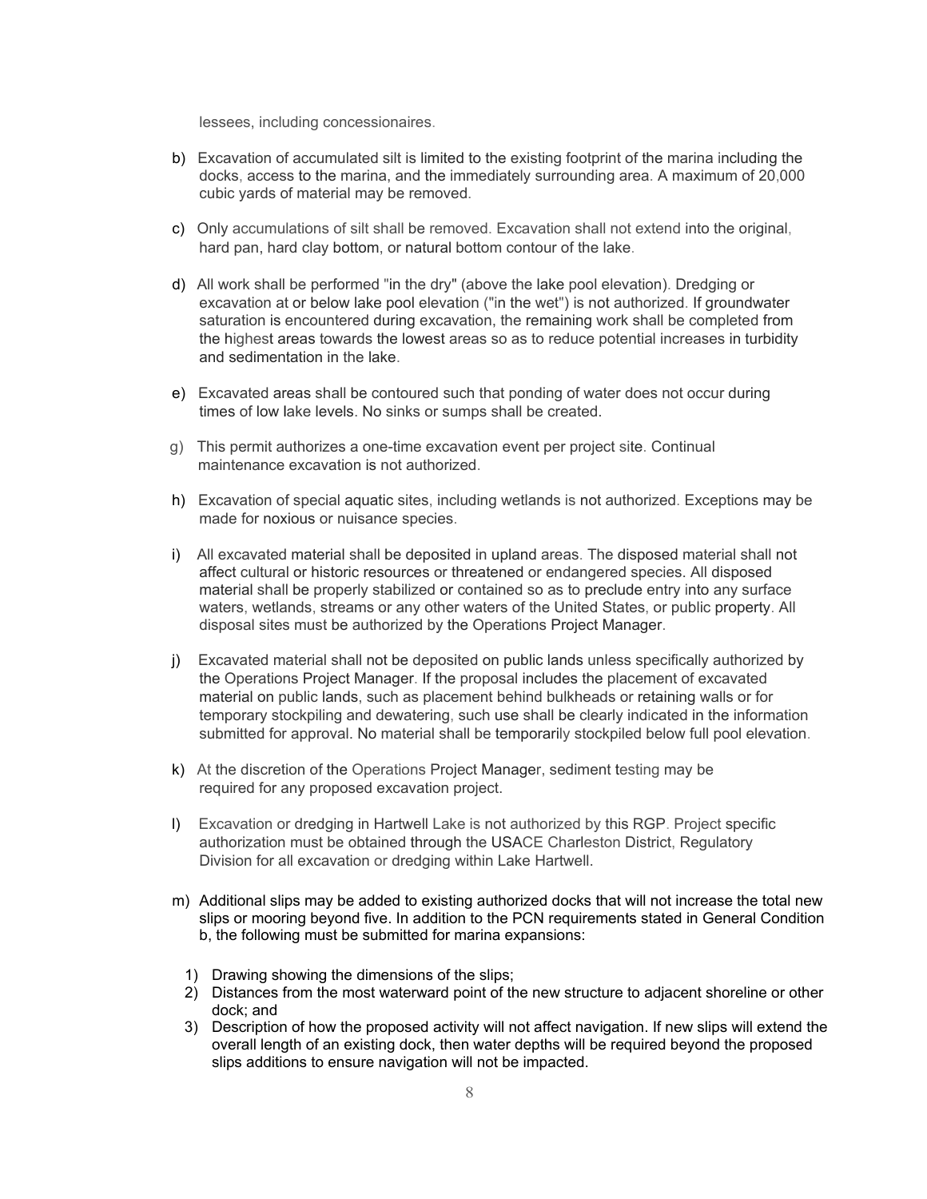lessees, including concessionaires.

b) Excavation of accumulated silt is limited to the existing footprint of the marina including the docks, access to the marina, and the immediately surrounding area. A maximum of 20,000 cubic yards of material may be removed.

c) Only accumulations of silt shall be removed. Excavation shall not extend into the original, hard pan, hard clay bottom, or natural bottom contour of the lake.

d) All work shall be performed "in the dry" (above the lake pool elevation). Dredging or excavation at or below lake pool elevation ("in the wet") is not authorized. If groundwater saturation is encountered during excavation, the remaining work shall be completed from the highest areas towards the lowest areas so as to reduce potential increases in turbidity and sedimentation in the lake.

e) Excavated areas shall be contoured such that ponding of water does not occur during times of low lake levels. No sinks or sumps shall be created.

g) This permit authorizes a one-time excavation event per project site. Continual maintenance excavation is not authorized.

h) Excavation of special aquatic sites, including wetlands is not authorized. Exceptions may be made for noxious or nuisance species.

i) All excavated material shall be deposited in upland areas. The disposed material shall not affect cultural or historic resources or threatened or endangered species. All disposed material shall be properly stabilized or contained so as to preclude entry into any surface waters, wetlands, streams or any other waters of the United States, or public property. All disposal sites must be authorized by the Operations Project Manager.

j) Excavated material shall not be deposited on public lands unless specifically authorized by the Operations Project Manager. If the proposal includes the placement of excavated material on public lands, such as placement behind bulkheads or retaining walls or for temporary stockpiling and dewatering, such use shall be clearly indicated in the information submitted for approval. No material shall be temporarily stockpiled below full pool elevation.

k) At the discretion of the Operations Project Manager, sediment testing may be required for any proposed excavation project.

l) Excavation or dredging in Hartwell Lake is not authorized by this RGP. Project specific authorization must be obtained through the USACE Charleston District, Regulatory Division for all excavation or dredging within Lake Hartwell.

m) Additional slips may be added to existing authorized docks that will not increase the total new slips or mooring beyond five. In addition to the PCN requirements stated in General Condition b, the following must be submitted for marina expansions:

   1) Drawing showing the dimensions of the slips;
   2) Distances from the most waterward point of the new structure to adjacent shoreline or other dock; and
   3) Description of how the proposed activity will not affect navigation. If new slips will extend the overall length of an existing dock, then water depths will be required beyond the proposed slips additions to ensure navigation will not be impacted.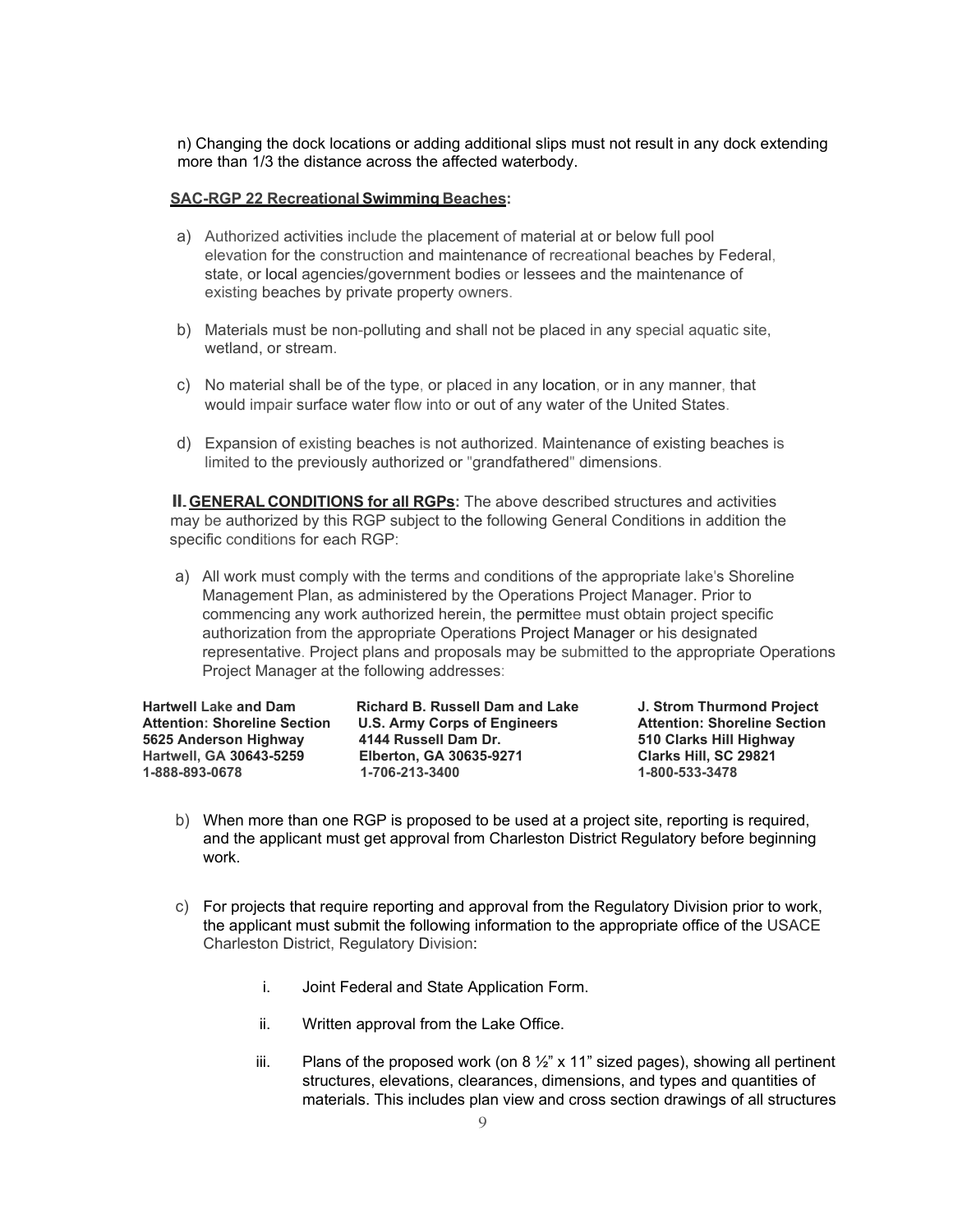n) Changing the dock locations or adding additional slips must not result in any dock extending more than 1/3 the distance across the affected waterbody.

**SAC-RGP 22 Recreational Swimming Beaches:**

a) Authorized activities include the placement of material at or below full pool elevation for the construction and maintenance of recreational beaches by Federal, state, or local agencies/government bodies or lessees and the maintenance of existing beaches by private property owners.

b) Materials must be non-polluting and shall not be placed in any special aquatic site, wetland, or stream.

c) No material shall be of the type, or placed in any location, or in any manner, that would impair surface water flow into or out of any water of the United States.

d) Expansion of existing beaches is not authorized. Maintenance of existing beaches is limited to the previously authorized or "grandfathered" dimensions.

**II. GENERAL CONDITIONS for all RGPs:** The above described structures and activities may be authorized by this RGP subject to the following General Conditions in addition the specific conditions for each RGP:

a) All work must comply with the terms and conditions of the appropriate lake's Shoreline Management Plan, as administered by the Operations Project Manager. Prior to commencing any work authorized herein, the permittee must obtain project specific authorization from the appropriate Operations Project Manager or his designated representative. Project plans and proposals may be submitted to the appropriate Operations Project Manager at the following addresses:

| Hartwell Lake and Dam | Richard B. Russell Dam and Lake | J. Strom Thurmond Project |
|---|---|---|
| Attention: Shoreline Section | U.S. Army Corps of Engineers | Attention: Shoreline Section |
| 5625 Anderson Highway | 4144 Russell Dam Dr. | 510 Clarks Hill Highway |
| Hartwell, GA 30643-5259 | Elberton, GA 30635-9271 | Clarks Hill, SC 29821 |
| 1-888-893-0678 | 1-706-213-3400 | 1-800-533-3478 |

b) When more than one RGP is proposed to be used at a project site, reporting is required, and the applicant must get approval from Charleston District Regulatory before beginning work.

c) For projects that require reporting and approval from the Regulatory Division prior to work, the applicant must submit the following information to the appropriate office of the USACE Charleston District, Regulatory Division:

i. Joint Federal and State Application Form.

ii. Written approval from the Lake Office.

iii. Plans of the proposed work (on 8 ½" x 11" sized pages), showing all pertinent structures, elevations, clearances, dimensions, and types and quantities of materials. This includes plan view and cross section drawings of all structures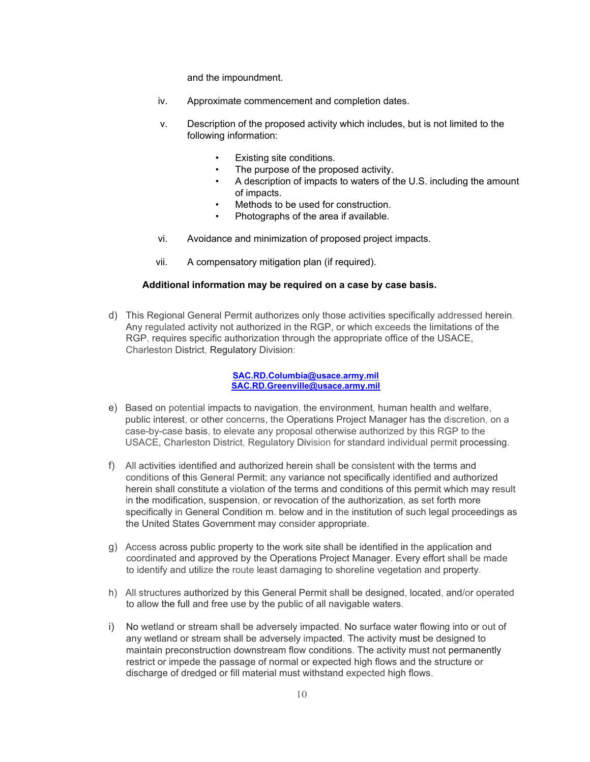and the impoundment.

iv. Approximate commencement and completion dates.

v. Description of the proposed activity which includes, but is not limited to the following information:

- Existing site conditions.
- The purpose of the proposed activity.
- A description of impacts to waters of the U.S. including the amount of impacts.
- Methods to be used for construction.
- Photographs of the area if available.

vi. Avoidance and minimization of proposed project impacts.

vii. A compensatory mitigation plan (if required).

**Additional information may be required on a case by case basis.**

d) This Regional General Permit authorizes only those activities specifically addressed herein. Any regulated activity not authorized in the RGP, or which exceeds the limitations of the RGP, requires specific authorization through the appropriate office of the USACE, Charleston District, Regulatory Division:

**SAC.RD.Columbia@usace.army.mil**
**SAC.RD.Greenville@usace.army.mil**

e) Based on potential impacts to navigation, the environment, human health and welfare, public interest, or other concerns, the Operations Project Manager has the discretion, on a case-by-case basis, to elevate any proposal otherwise authorized by this RGP to the USACE, Charleston District, Regulatory Division for standard individual permit processing.

f) All activities identified and authorized herein shall be consistent with the terms and conditions of this General Permit; any variance not specifically identified and authorized herein shall constitute a violation of the terms and conditions of this permit which may result in the modification, suspension, or revocation of the authorization, as set forth more specifically in General Condition m. below and in the institution of such legal proceedings as the United States Government may consider appropriate.

g) Access across public property to the work site shall be identified in the application and coordinated and approved by the Operations Project Manager. Every effort shall be made to identify and utilize the route least damaging to shoreline vegetation and property.

h) All structures authorized by this General Permit shall be designed, located, and/or operated to allow the full and free use by the public of all navigable waters.

i) No wetland or stream shall be adversely impacted. No surface water flowing into or out of any wetland or stream shall be adversely impacted. The activity must be designed to maintain preconstruction downstream flow conditions. The activity must not permanently restrict or impede the passage of normal or expected high flows and the structure or discharge of dredged or fill material must withstand expected high flows.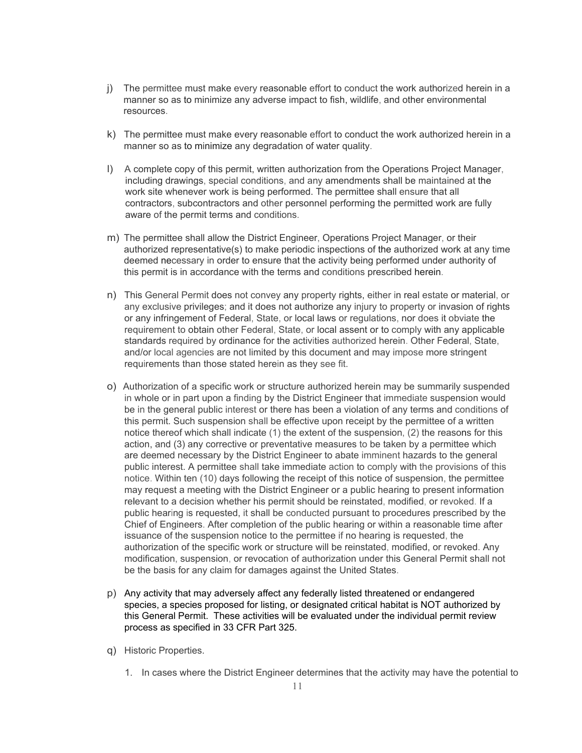j) The permittee must make every reasonable effort to conduct the work authorized herein in a manner so as to minimize any adverse impact to fish, wildlife, and other environmental resources.

k) The permittee must make every reasonable effort to conduct the work authorized herein in a manner so as to minimize any degradation of water quality.

l) A complete copy of this permit, written authorization from the Operations Project Manager, including drawings, special conditions, and any amendments shall be maintained at the work site whenever work is being performed. The permittee shall ensure that all contractors, subcontractors and other personnel performing the permitted work are fully aware of the permit terms and conditions.

m) The permittee shall allow the District Engineer, Operations Project Manager, or their authorized representative(s) to make periodic inspections of the authorized work at any time deemed necessary in order to ensure that the activity being performed under authority of this permit is in accordance with the terms and conditions prescribed herein.

n) This General Permit does not convey any property rights, either in real estate or material, or any exclusive privileges; and it does not authorize any injury to property or invasion of rights or any infringement of Federal, State, or local laws or regulations, nor does it obviate the requirement to obtain other Federal, State, or local assent or to comply with any applicable standards required by ordinance for the activities authorized herein. Other Federal, State, and/or local agencies are not limited by this document and may impose more stringent requirements than those stated herein as they see fit.

o) Authorization of a specific work or structure authorized herein may be summarily suspended in whole or in part upon a finding by the District Engineer that immediate suspension would be in the general public interest or there has been a violation of any terms and conditions of this permit. Such suspension shall be effective upon receipt by the permittee of a written notice thereof which shall indicate (1) the extent of the suspension, (2) the reasons for this action, and (3) any corrective or preventative measures to be taken by a permittee which are deemed necessary by the District Engineer to abate imminent hazards to the general public interest. A permittee shall take immediate action to comply with the provisions of this notice. Within ten (10) days following the receipt of this notice of suspension, the permittee may request a meeting with the District Engineer or a public hearing to present information relevant to a decision whether his permit should be reinstated, modified, or revoked. If a public hearing is requested, it shall be conducted pursuant to procedures prescribed by the Chief of Engineers. After completion of the public hearing or within a reasonable time after issuance of the suspension notice to the permittee if no hearing is requested, the authorization of the specific work or structure will be reinstated, modified, or revoked. Any modification, suspension, or revocation of authorization under this General Permit shall not be the basis for any claim for damages against the United States.

p) Any activity that may adversely affect any federally listed threatened or endangered species, a species proposed for listing, or designated critical habitat is NOT authorized by this General Permit. These activities will be evaluated under the individual permit review process as specified in 33 CFR Part 325.

q) Historic Properties.

   1. In cases where the District Engineer determines that the activity may have the potential to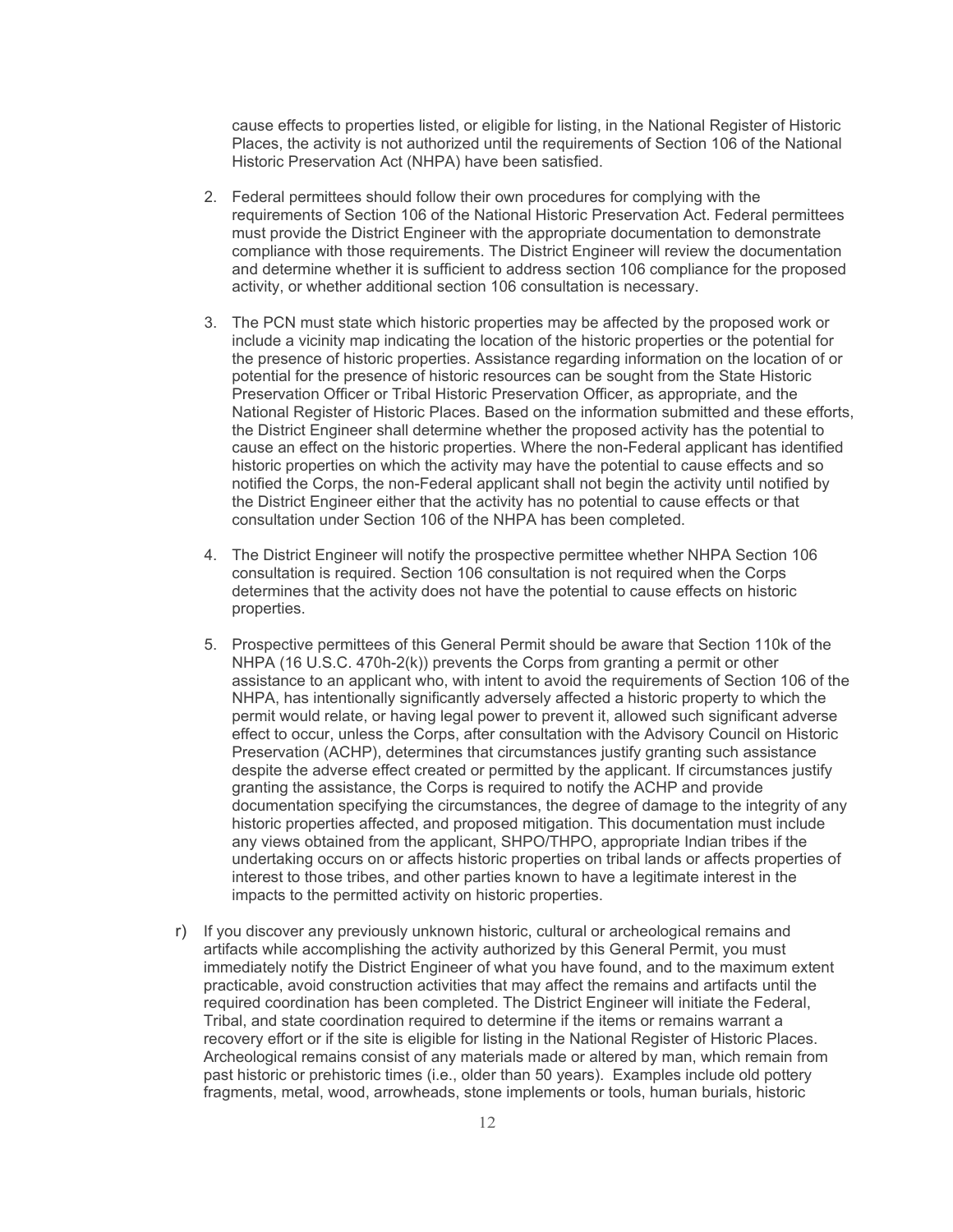cause effects to properties listed, or eligible for listing, in the National Register of Historic Places, the activity is not authorized until the requirements of Section 106 of the National Historic Preservation Act (NHPA) have been satisfied.

2. Federal permittees should follow their own procedures for complying with the requirements of Section 106 of the National Historic Preservation Act. Federal permittees must provide the District Engineer with the appropriate documentation to demonstrate compliance with those requirements. The District Engineer will review the documentation and determine whether it is sufficient to address section 106 compliance for the proposed activity, or whether additional section 106 consultation is necessary.

3. The PCN must state which historic properties may be affected by the proposed work or include a vicinity map indicating the location of the historic properties or the potential for the presence of historic properties. Assistance regarding information on the location of or potential for the presence of historic resources can be sought from the State Historic Preservation Officer or Tribal Historic Preservation Officer, as appropriate, and the National Register of Historic Places. Based on the information submitted and these efforts, the District Engineer shall determine whether the proposed activity has the potential to cause an effect on the historic properties. Where the non-Federal applicant has identified historic properties on which the activity may have the potential to cause effects and so notified the Corps, the non-Federal applicant shall not begin the activity until notified by the District Engineer either that the activity has no potential to cause effects or that consultation under Section 106 of the NHPA has been completed.

4. The District Engineer will notify the prospective permittee whether NHPA Section 106 consultation is required. Section 106 consultation is not required when the Corps determines that the activity does not have the potential to cause effects on historic properties.

5. Prospective permittees of this General Permit should be aware that Section 110k of the NHPA (16 U.S.C. 470h-2(k)) prevents the Corps from granting a permit or other assistance to an applicant who, with intent to avoid the requirements of Section 106 of the NHPA, has intentionally significantly adversely affected a historic property to which the permit would relate, or having legal power to prevent it, allowed such significant adverse effect to occur, unless the Corps, after consultation with the Advisory Council on Historic Preservation (ACHP), determines that circumstances justify granting such assistance despite the adverse effect created or permitted by the applicant. If circumstances justify granting the assistance, the Corps is required to notify the ACHP and provide documentation specifying the circumstances, the degree of damage to the integrity of any historic properties affected, and proposed mitigation. This documentation must include any views obtained from the applicant, SHPO/THPO, appropriate Indian tribes if the undertaking occurs on or affects historic properties on tribal lands or affects properties of interest to those tribes, and other parties known to have a legitimate interest in the impacts to the permitted activity on historic properties.

r) If you discover any previously unknown historic, cultural or archeological remains and artifacts while accomplishing the activity authorized by this General Permit, you must immediately notify the District Engineer of what you have found, and to the maximum extent practicable, avoid construction activities that may affect the remains and artifacts until the required coordination has been completed. The District Engineer will initiate the Federal, Tribal, and state coordination required to determine if the items or remains warrant a recovery effort or if the site is eligible for listing in the National Register of Historic Places. Archeological remains consist of any materials made or altered by man, which remain from past historic or prehistoric times (i.e., older than 50 years). Examples include old pottery fragments, metal, wood, arrowheads, stone implements or tools, human burials, historic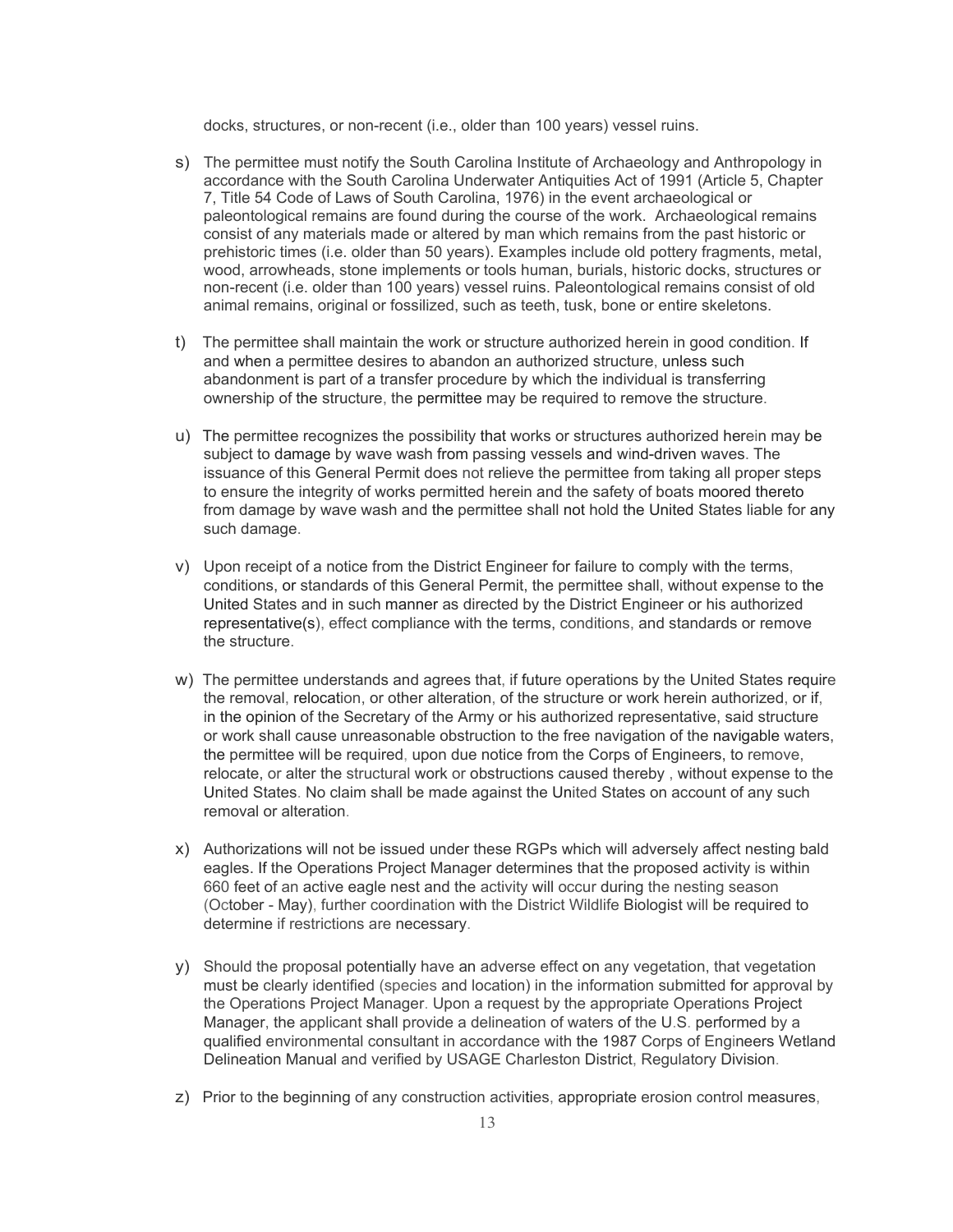docks, structures, or non-recent (i.e., older than 100 years) vessel ruins.

s) The permittee must notify the South Carolina Institute of Archaeology and Anthropology in accordance with the South Carolina Underwater Antiquities Act of 1991 (Article 5, Chapter 7, Title 54 Code of Laws of South Carolina, 1976) in the event archaeological or paleontological remains are found during the course of the work. Archaeological remains consist of any materials made or altered by man which remains from the past historic or prehistoric times (i.e. older than 50 years). Examples include old pottery fragments, metal, wood, arrowheads, stone implements or tools human, burials, historic docks, structures or non-recent (i.e. older than 100 years) vessel ruins. Paleontological remains consist of old animal remains, original or fossilized, such as teeth, tusk, bone or entire skeletons.

t) The permittee shall maintain the work or structure authorized herein in good condition. If and when a permittee desires to abandon an authorized structure, unless such abandonment is part of a transfer procedure by which the individual is transferring ownership of the structure, the permittee may be required to remove the structure.

u) The permittee recognizes the possibility that works or structures authorized herein may be subject to damage by wave wash from passing vessels and wind-driven waves. The issuance of this General Permit does not relieve the permittee from taking all proper steps to ensure the integrity of works permitted herein and the safety of boats moored thereto from damage by wave wash and the permittee shall not hold the United States liable for any such damage.

v) Upon receipt of a notice from the District Engineer for failure to comply with the terms, conditions, or standards of this General Permit, the permittee shall, without expense to the United States and in such manner as directed by the District Engineer or his authorized representative(s), effect compliance with the terms, conditions, and standards or remove the structure.

w) The permittee understands and agrees that, if future operations by the United States require the removal, relocation, or other alteration, of the structure or work herein authorized, or if, in the opinion of the Secretary of the Army or his authorized representative, said structure or work shall cause unreasonable obstruction to the free navigation of the navigable waters, the permittee will be required, upon due notice from the Corps of Engineers, to remove, relocate, or alter the structural work or obstructions caused thereby , without expense to the United States. No claim shall be made against the United States on account of any such removal or alteration.

x) Authorizations will not be issued under these RGPs which will adversely affect nesting bald eagles. If the Operations Project Manager determines that the proposed activity is within 660 feet of an active eagle nest and the activity will occur during the nesting season (October - May), further coordination with the District Wildlife Biologist will be required to determine if restrictions are necessary.

y) Should the proposal potentially have an adverse effect on any vegetation, that vegetation must be clearly identified (species and location) in the information submitted for approval by the Operations Project Manager. Upon a request by the appropriate Operations Project Manager, the applicant shall provide a delineation of waters of the U.S. performed by a qualified environmental consultant in accordance with the 1987 Corps of Engineers Wetland Delineation Manual and verified by USAGE Charleston District, Regulatory Division.

z) Prior to the beginning of any construction activities, appropriate erosion control measures,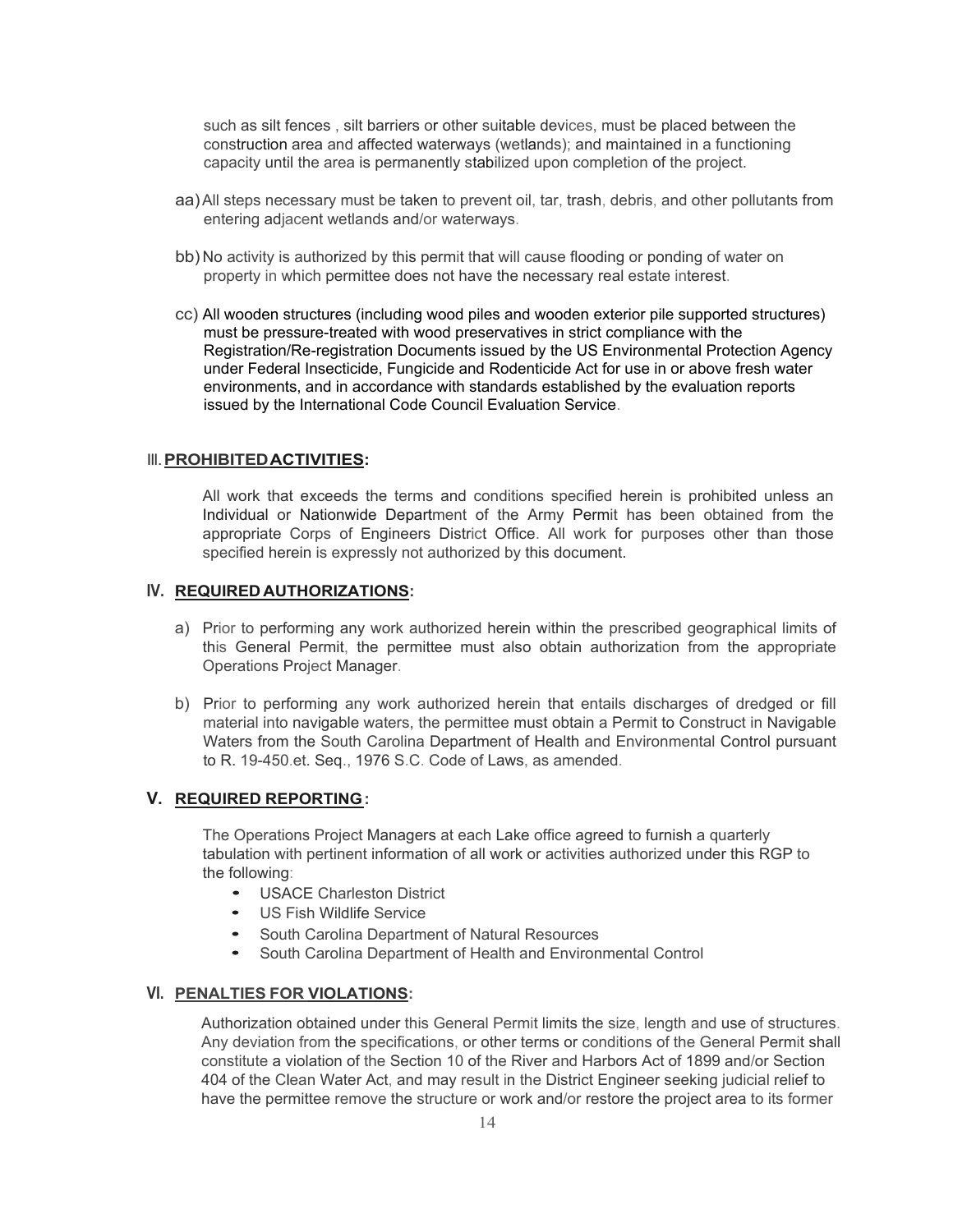such as silt fences , silt barriers or other suitable devices, must be placed between the construction area and affected waterways (wetlands); and maintained in a functioning capacity until the area is permanently stabilized upon completion of the project.

aa) All steps necessary must be taken to prevent oil, tar, trash, debris, and other pollutants from entering adjacent wetlands and/or waterways.

bb) No activity is authorized by this permit that will cause flooding or ponding of water on property in which permittee does not have the necessary real estate interest.

cc) All wooden structures (including wood piles and wooden exterior pile supported structures) must be pressure-treated with wood preservatives in strict compliance with the Registration/Re-registration Documents issued by the US Environmental Protection Agency under Federal Insecticide, Fungicide and Rodenticide Act for use in or above fresh water environments, and in accordance with standards established by the evaluation reports issued by the International Code Council Evaluation Service.

## III. PROHIBITED ACTIVITIES:

All work that exceeds the terms and conditions specified herein is prohibited unless an Individual or Nationwide Department of the Army Permit has been obtained from the appropriate Corps of Engineers District Office. All work for purposes other than those specified herein is expressly not authorized by this document.

## IV. REQUIRED AUTHORIZATIONS:

a) Prior to performing any work authorized herein within the prescribed geographical limits of this General Permit, the permittee must also obtain authorization from the appropriate Operations Project Manager.

b) Prior to performing any work authorized herein that entails discharges of dredged or fill material into navigable waters, the permittee must obtain a Permit to Construct in Navigable Waters from the South Carolina Department of Health and Environmental Control pursuant to R. 19-450.et. Seq., 1976 S.C. Code of Laws, as amended.

## V. REQUIRED REPORTING:

The Operations Project Managers at each Lake office agreed to furnish a quarterly tabulation with pertinent information of all work or activities authorized under this RGP to the following:

- USACE Charleston District
- US Fish Wildlife Service
- South Carolina Department of Natural Resources
- South Carolina Department of Health and Environmental Control

## VI. PENALTIES FOR VIOLATIONS:

Authorization obtained under this General Permit limits the size, length and use of structures. Any deviation from the specifications, or other terms or conditions of the General Permit shall constitute a violation of the Section 10 of the River and Harbors Act of 1899 and/or Section 404 of the Clean Water Act, and may result in the District Engineer seeking judicial relief to have the permittee remove the structure or work and/or restore the project area to its former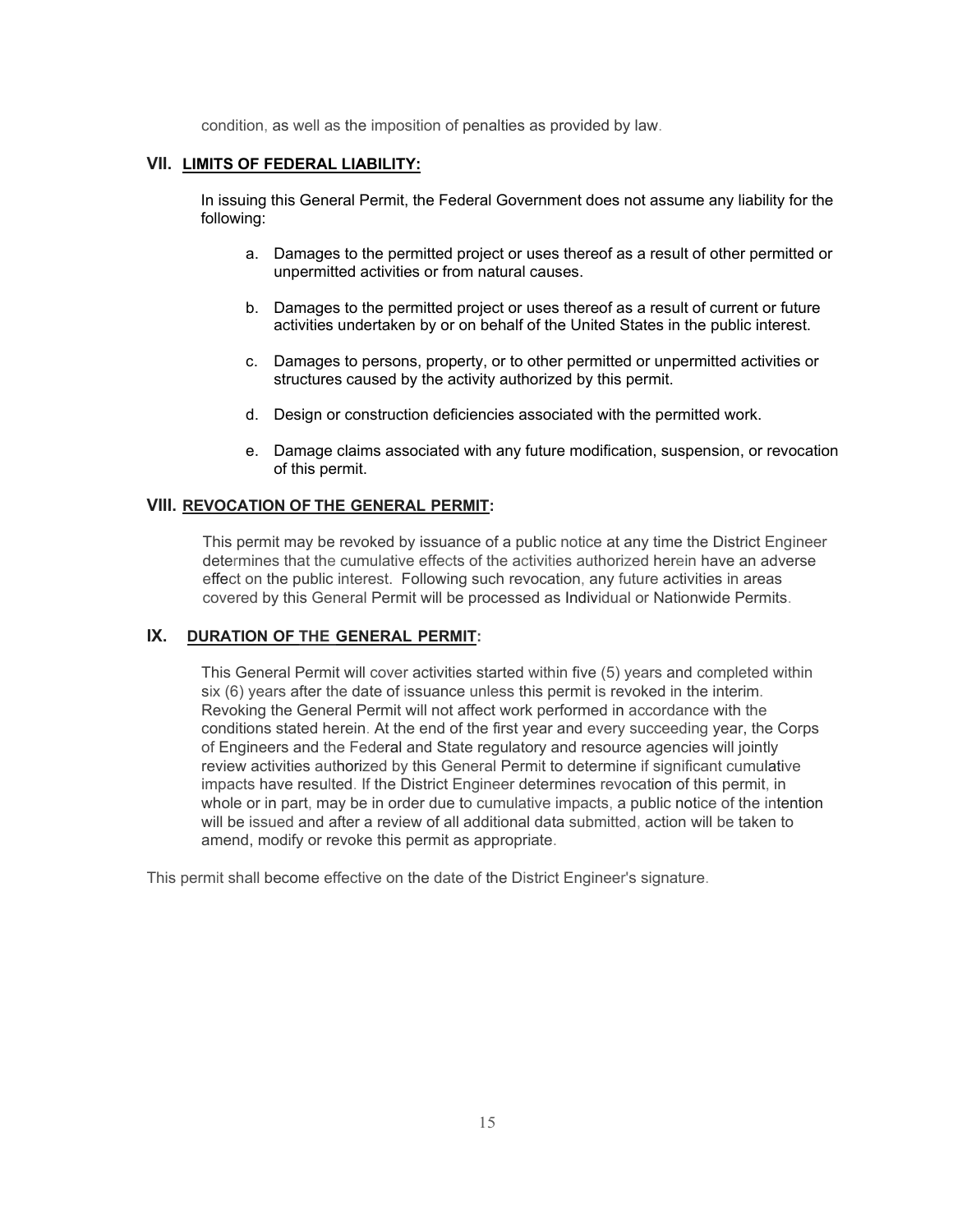condition, as well as the imposition of penalties as provided by law.

## VII. LIMITS OF FEDERAL LIABILITY:

In issuing this General Permit, the Federal Government does not assume any liability for the following:

a. Damages to the permitted project or uses thereof as a result of other permitted or unpermitted activities or from natural causes.

b. Damages to the permitted project or uses thereof as a result of current or future activities undertaken by or on behalf of the United States in the public interest.

c. Damages to persons, property, or to other permitted or unpermitted activities or structures caused by the activity authorized by this permit.

d. Design or construction deficiencies associated with the permitted work.

e. Damage claims associated with any future modification, suspension, or revocation of this permit.

## VIII. REVOCATION OF THE GENERAL PERMIT:

This permit may be revoked by issuance of a public notice at any time the District Engineer determines that the cumulative effects of the activities authorized herein have an adverse effect on the public interest. Following such revocation, any future activities in areas covered by this General Permit will be processed as Individual or Nationwide Permits.

## IX. DURATION OF THE GENERAL PERMIT:

This General Permit will cover activities started within five (5) years and completed within six (6) years after the date of issuance unless this permit is revoked in the interim. Revoking the General Permit will not affect work performed in accordance with the conditions stated herein. At the end of the first year and every succeeding year, the Corps of Engineers and the Federal and State regulatory and resource agencies will jointly review activities authorized by this General Permit to determine if significant cumulative impacts have resulted. If the District Engineer determines revocation of this permit, in whole or in part, may be in order due to cumulative impacts, a public notice of the intention will be issued and after a review of all additional data submitted, action will be taken to amend, modify or revoke this permit as appropriate.

This permit shall become effective on the date of the District Engineer's signature.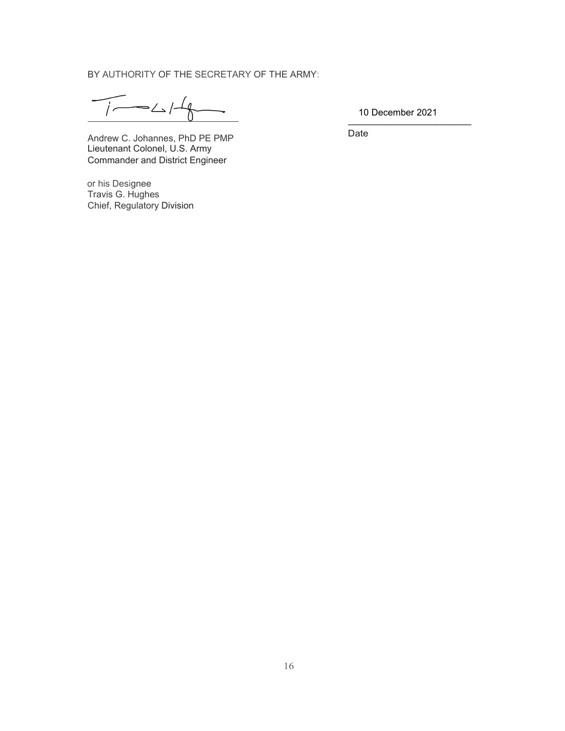BY AUTHORITY OF THE SECRETARY OF THE ARMY:

\_\_\_\_\_\_\_\_\_\_\_\_\_\_\_\_\_\_\_\_\_\_\_\_\_\_\_\_\_\_

Andrew C. Johannes, PhD PE PMP
Lieutenant Colonel, U.S. Army
Commander and District Engineer

or his Designee
Travis G. Hughes
Chief, Regulatory Division

10 December 2021
\_\_\_\_\_\_\_\_\_\_\_\_\_\_\_\_\_\_\_\_\_\_\_\_\_\_\_\_\_\_
Date